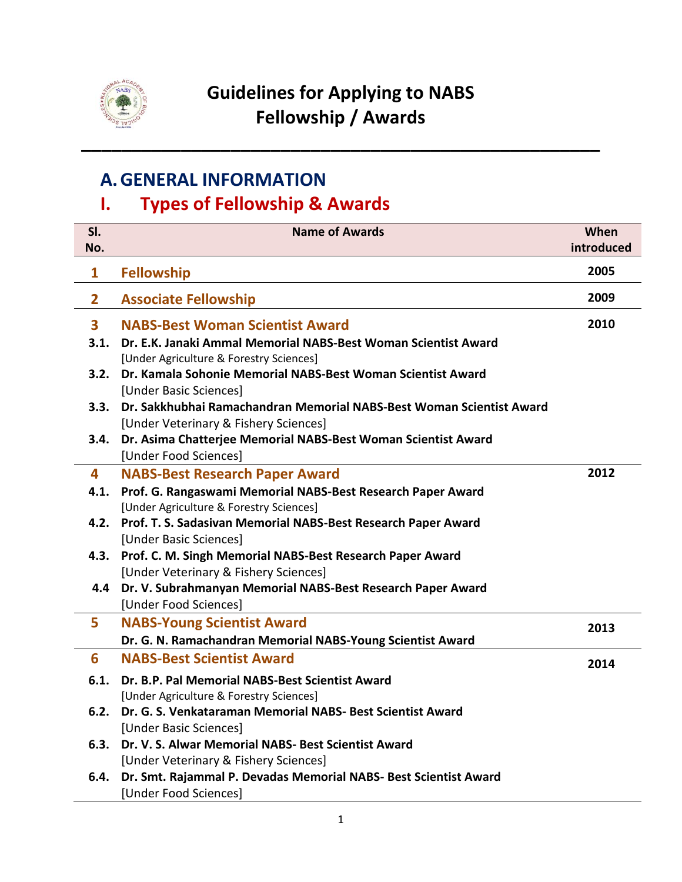# Guidelines for Applying to NABS Fellowship / Awards

## A. GENERAL INFORMATION

### I. Types of Fellowship & Awards

| Sl. No. | Name of Awards | When introduced |
|---|---|---|
| 1 | **Fellowship** | 2005 |
| 2 | **Associate Fellowship** | 2009 |
| 3 | **NABS-Best Woman Scientist Award** | 2010 |
| 3.1. | **Dr. E.K. Janaki Ammal Memorial NABS-Best Woman Scientist Award** [Under Agriculture & Forestry Sciences] | |
| 3.2. | **Dr. Kamala Sohonie Memorial NABS-Best Woman Scientist Award** [Under Basic Sciences] | |
| 3.3. | **Dr. Sakkhubhai Ramachandran Memorial NABS-Best Woman Scientist Award** [Under Veterinary & Fishery Sciences] | |
| 3.4. | **Dr. Asima Chatterjee Memorial NABS-Best Woman Scientist Award** [Under Food Sciences] | |
| 4 | **NABS-Best Research Paper Award** | 2012 |
| 4.1. | **Prof. G. Rangaswami Memorial NABS-Best Research Paper Award** [Under Agriculture & Forestry Sciences] | |
| 4.2. | **Prof. T. S. Sadasivan Memorial NABS-Best Research Paper Award** [Under Basic Sciences] | |
| 4.3. | **Prof. C. M. Singh Memorial NABS-Best Research Paper Award** [Under Veterinary & Fishery Sciences] | |
| 4.4 | **Dr. V. Subrahmanyan Memorial NABS-Best Research Paper Award** [Under Food Sciences] | |
| 5 | **NABS-Young Scientist Award** **Dr. G. N. Ramachandran Memorial NABS-Young Scientist Award** | 2013 |
| 6 | **NABS-Best Scientist Award** | 2014 |
| 6.1. | **Dr. B.P. Pal Memorial NABS-Best Scientist Award** [Under Agriculture & Forestry Sciences] | |
| 6.2. | **Dr. G. S. Venkataraman Memorial NABS- Best Scientist Award** [Under Basic Sciences] | |
| 6.3. | **Dr. V. S. Alwar Memorial NABS- Best Scientist Award** [Under Veterinary & Fishery Sciences] | |
| 6.4. | **Dr. Smt. Rajammal P. Devadas Memorial NABS- Best Scientist Award** [Under Food Sciences] | |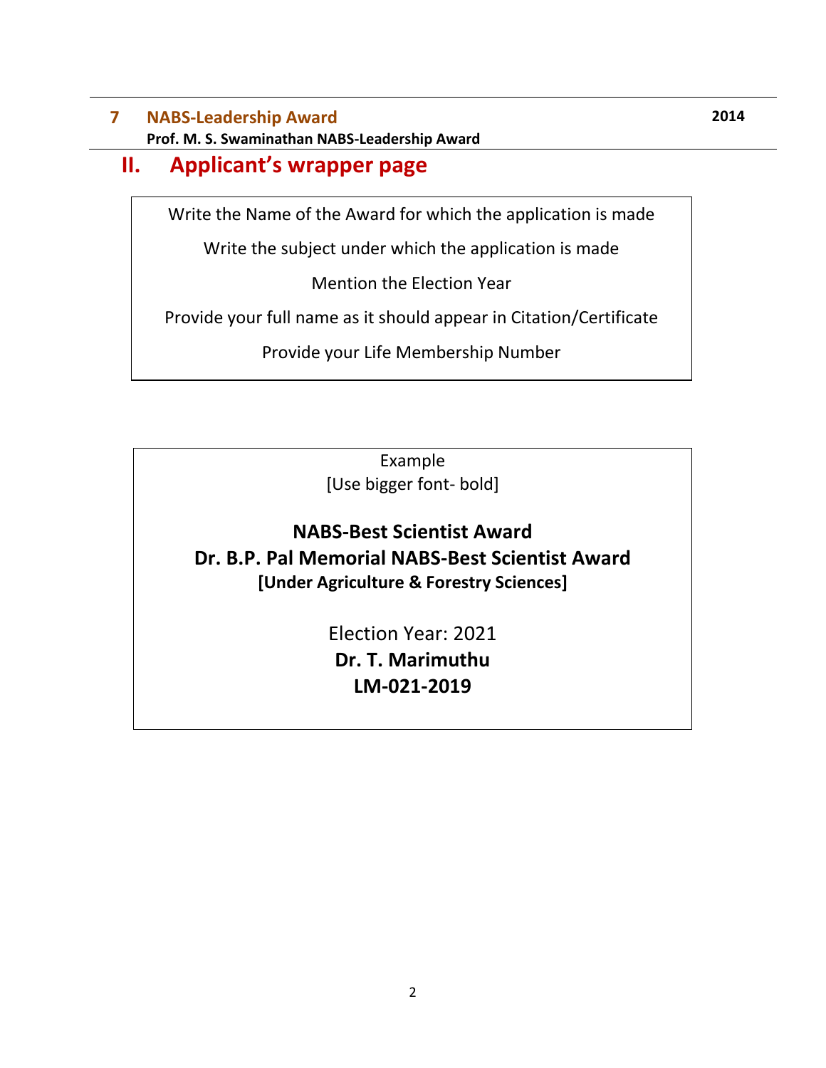**7 NABS-Leadership Award** **2014**

**Prof. M. S. Swaminathan NABS-Leadership Award**

## II. Applicant's wrapper page

Write the Name of the Award for which the application is made

Write the subject under which the application is made

Mention the Election Year

Provide your full name as it should appear in Citation/Certificate

Provide your Life Membership Number

Example
[Use bigger font- bold]

**NABS-Best Scientist Award**
**Dr. B.P. Pal Memorial NABS-Best Scientist Award**
**[Under Agriculture & Forestry Sciences]**

Election Year: 2021
**Dr. T. Marimuthu**
**LM-021-2019**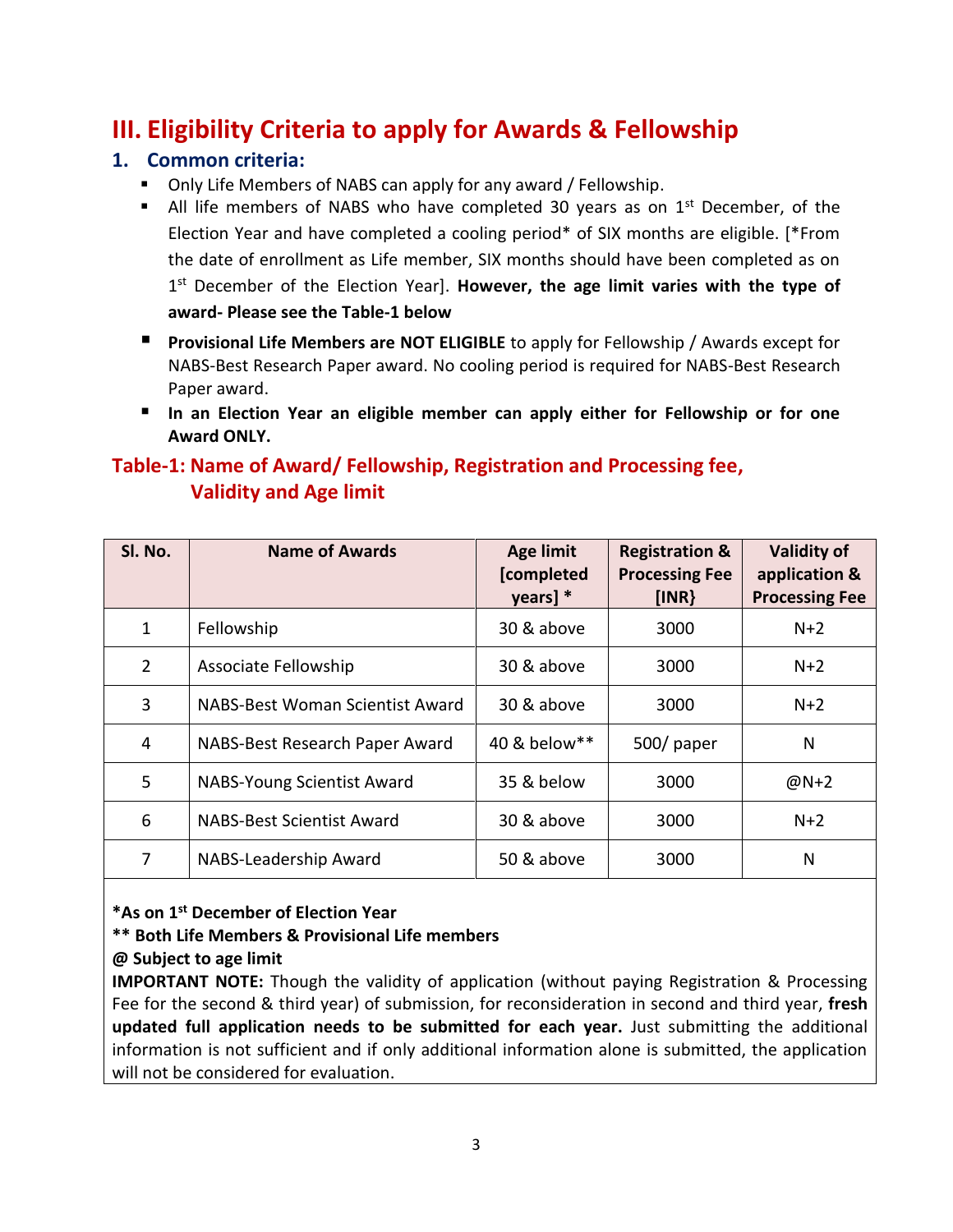# III. Eligibility Criteria to apply for Awards & Fellowship

## 1. Common criteria:

- Only Life Members of NABS can apply for any award / Fellowship.
- All life members of NABS who have completed 30 years as on 1st December, of the Election Year and have completed a cooling period* of SIX months are eligible. [*From the date of enrollment as Life member, SIX months should have been completed as on 1st December of the Election Year]. **However, the age limit varies with the type of award- Please see the Table-1 below**
- **Provisional Life Members are NOT ELIGIBLE** to apply for Fellowship / Awards except for NABS-Best Research Paper award. No cooling period is required for NABS-Best Research Paper award.
- **In an Election Year an eligible member can apply either for Fellowship or for one Award ONLY.**

### Table-1: Name of Award/ Fellowship, Registration and Processing fee, Validity and Age limit

| Sl. No. | Name of Awards | Age limit [completed years] * | Registration & Processing Fee [INR} | Validity of application & Processing Fee |
|---|---|---|---|---|
| 1 | Fellowship | 30 & above | 3000 | N+2 |
| 2 | Associate Fellowship | 30 & above | 3000 | N+2 |
| 3 | NABS-Best Woman Scientist Award | 30 & above | 3000 | N+2 |
| 4 | NABS-Best Research Paper Award | 40 & below** | 500/ paper | N |
| 5 | NABS-Young Scientist Award | 35 & below | 3000 | @N+2 |
| 6 | NABS-Best Scientist Award | 30 & above | 3000 | N+2 |
| 7 | NABS-Leadership Award | 50 & above | 3000 | N |

**\*As on 1st December of Election Year**

**\*\* Both Life Members & Provisional Life members**

**@ Subject to age limit**

**IMPORTANT NOTE:** Though the validity of application (without paying Registration & Processing Fee for the second & third year) of submission, for reconsideration in second and third year, **fresh updated full application needs to be submitted for each year.** Just submitting the additional information is not sufficient and if only additional information alone is submitted, the application will not be considered for evaluation.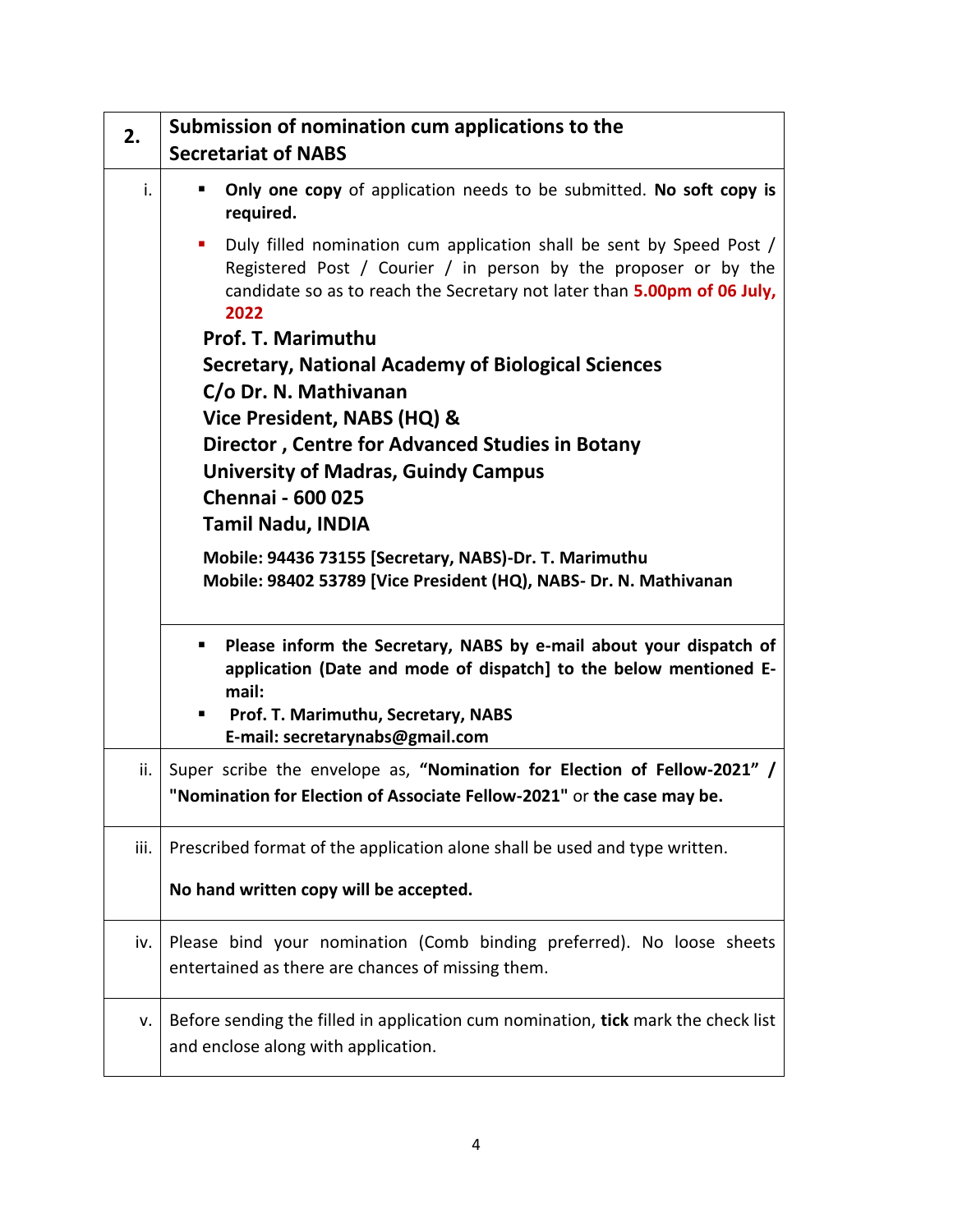| 2. | **Submission of nomination cum applications to the Secretariat of NABS** |
|---|---|
| i. | ▪ **Only one copy** of application needs to be submitted. **No soft copy is required.**<br><br>▪ Duly filled nomination cum application shall be sent by Speed Post / Registered Post / Courier / in person by the proposer or by the candidate so as to reach the Secretary not later than **5.00pm of 06 July, 2022**<br><br>**Prof. T. Marimuthu**<br>**Secretary, National Academy of Biological Sciences**<br>**C/o Dr. N. Mathivanan**<br>**Vice President, NABS (HQ) &**<br>**Director , Centre for Advanced Studies in Botany**<br>**University of Madras, Guindy Campus**<br>**Chennai - 600 025**<br>**Tamil Nadu, INDIA**<br><br>**Mobile: 94436 73155 [Secretary, NABS)-Dr. T. Marimuthu**<br>**Mobile: 98402 53789 [Vice President (HQ), NABS- Dr. N. Mathivanan**<br><br>▪ **Please inform the Secretary, NABS by e-mail about your dispatch of application (Date and mode of dispatch] to the below mentioned E-mail:**<br>▪ **Prof. T. Marimuthu, Secretary, NABS**<br>**E-mail: secretarynabs@gmail.com** |
| ii. | Super scribe the envelope as, **"Nomination for Election of Fellow-2021" / "Nomination for Election of Associate Fellow-2021"** or **the case may be.** |
| iii. | Prescribed format of the application alone shall be used and type written.<br><br>**No hand written copy will be accepted.** |
| iv. | Please bind your nomination (Comb binding preferred). No loose sheets entertained as there are chances of missing them. |
| v. | Before sending the filled in application cum nomination, **tick** mark the check list and enclose along with application. |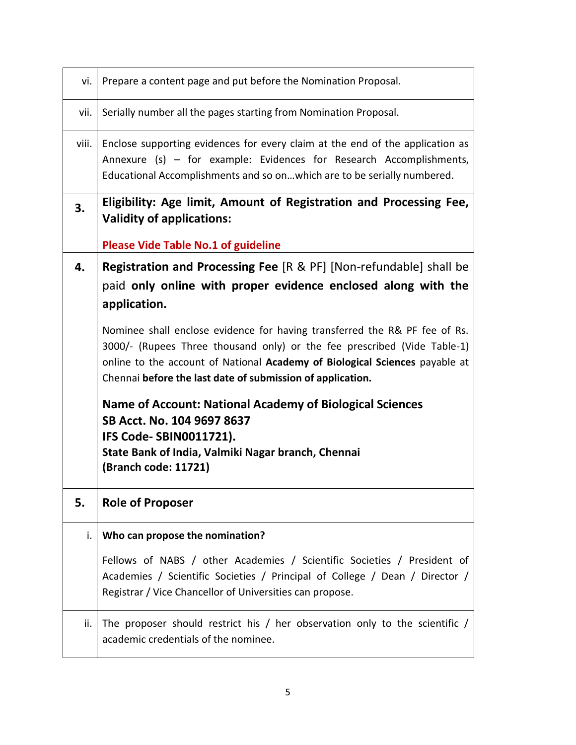| | |
|---|---|
| vi. | Prepare a content page and put before the Nomination Proposal. |
| vii. | Serially number all the pages starting from Nomination Proposal. |
| viii. | Enclose supporting evidences for every claim at the end of the application as Annexure (s) – for example: Evidences for Research Accomplishments, Educational Accomplishments and so on…which are to be serially numbered. |
| **3.** | **Eligibility: Age limit, Amount of Registration and Processing Fee, Validity of applications:**<br><br>**Please Vide Table No.1 of guideline** |
| **4.** | **Registration and Processing Fee** [R & PF] [Non-refundable] shall be paid **only online with proper evidence enclosed along with the application.**<br><br>Nominee shall enclose evidence for having transferred the R& PF fee of Rs. 3000/- (Rupees Three thousand only) or the fee prescribed (Vide Table-1) online to the account of National **Academy of Biological Sciences** payable at Chennai **before the last date of submission of application.**<br><br>**Name of Account: National Academy of Biological Sciences**<br>**SB Acct. No. 104 9697 8637**<br>**IFS Code- SBIN0011721).**<br>**State Bank of India, Valmiki Nagar branch, Chennai**<br>**(Branch code: 11721)** |
| **5.** | **Role of Proposer** |
| i. | **Who can propose the nomination?**<br><br>Fellows of NABS / other Academies / Scientific Societies / President of Academies / Scientific Societies / Principal of College / Dean / Director / Registrar / Vice Chancellor of Universities can propose. |
| ii. | The proposer should restrict his / her observation only to the scientific / academic credentials of the nominee. |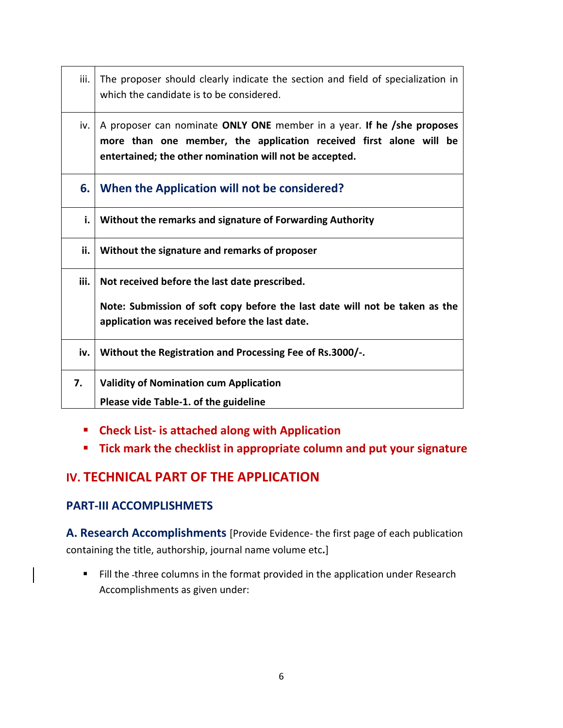| | |
|---|---|
| iii. | The proposer should clearly indicate the section and field of specialization in which the candidate is to be considered. |
| iv. | A proposer can nominate **ONLY ONE** member in a year. **If he /she proposes more than one member, the application received first alone will be entertained; the other nomination will not be accepted.** |
| **6.** | **When the Application will not be considered?** |
| **i.** | **Without the remarks and signature of Forwarding Authority** |
| **ii.** | **Without the signature and remarks of proposer** |
| **iii.** | **Not received before the last date prescribed.** <br><br> **Note: Submission of soft copy before the last date will not be taken as the application was received before the last date.** |
| **iv.** | **Without the Registration and Processing Fee of Rs.3000/-.** |
| **7.** | **Validity of Nomination cum Application** <br> **Please vide Table-1. of the guideline** |

- **Check List- is attached along with Application**
- **Tick mark the checklist in appropriate column and put your signature**

## IV. TECHNICAL PART OF THE APPLICATION

### PART-III ACCOMPLISHMETS

**A. Research Accomplishments** [Provide Evidence- the first page of each publication containing the title, authorship, journal name volume etc**.**]

- Fill the three columns in the format provided in the application under Research Accomplishments as given under: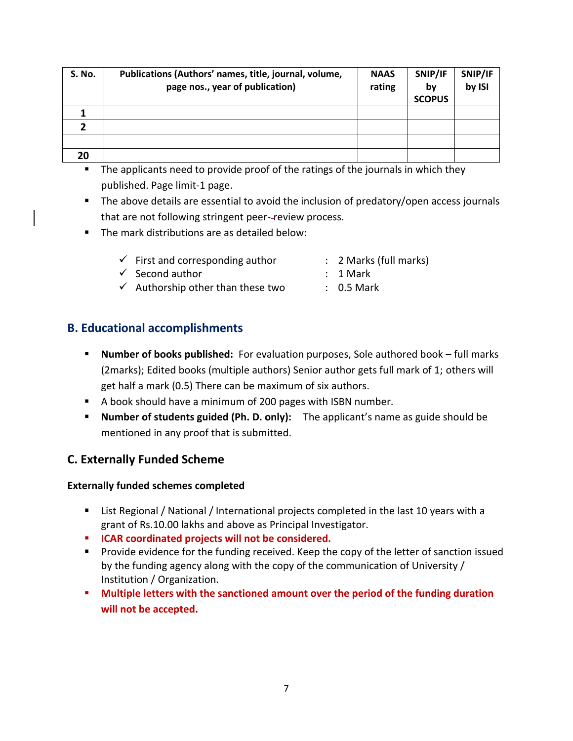| S. No. | Publications (Authors' names, title, journal, volume, page nos., year of publication) | NAAS rating | SNIP/IF by SCOPUS | SNIP/IF by ISI |
|---|---|---|---|---|
| **1** | | | | |
| **2** | | | | |
| | | | | |
| **20** | | | | |

- The applicants need to provide proof of the ratings of the journals in which they published. Page limit-1 page.
- The above details are essential to avoid the inclusion of predatory/open access journals that are not following stringent peer-review process.
- The mark distributions are as detailed below:

  - ✓ First and corresponding author : 2 Marks (full marks)
  - ✓ Second author : 1 Mark
  - ✓ Authorship other than these two : 0.5 Mark

## B. Educational accomplishments

- **Number of books published:** For evaluation purposes, Sole authored book – full marks (2marks); Edited books (multiple authors) Senior author gets full mark of 1; others will get half a mark (0.5) There can be maximum of six authors.
- A book should have a minimum of 200 pages with ISBN number.
- **Number of students guided (Ph. D. only):** The applicant's name as guide should be mentioned in any proof that is submitted.

## C. Externally Funded Scheme

**Externally funded schemes completed**

- List Regional / National / International projects completed in the last 10 years with a grant of Rs.10.00 lakhs and above as Principal Investigator.
- **ICAR coordinated projects will not be considered.**
- Provide evidence for the funding received. Keep the copy of the letter of sanction issued by the funding agency along with the copy of the communication of University / Institution / Organization.
- **Multiple letters with the sanctioned amount over the period of the funding duration will not be accepted.**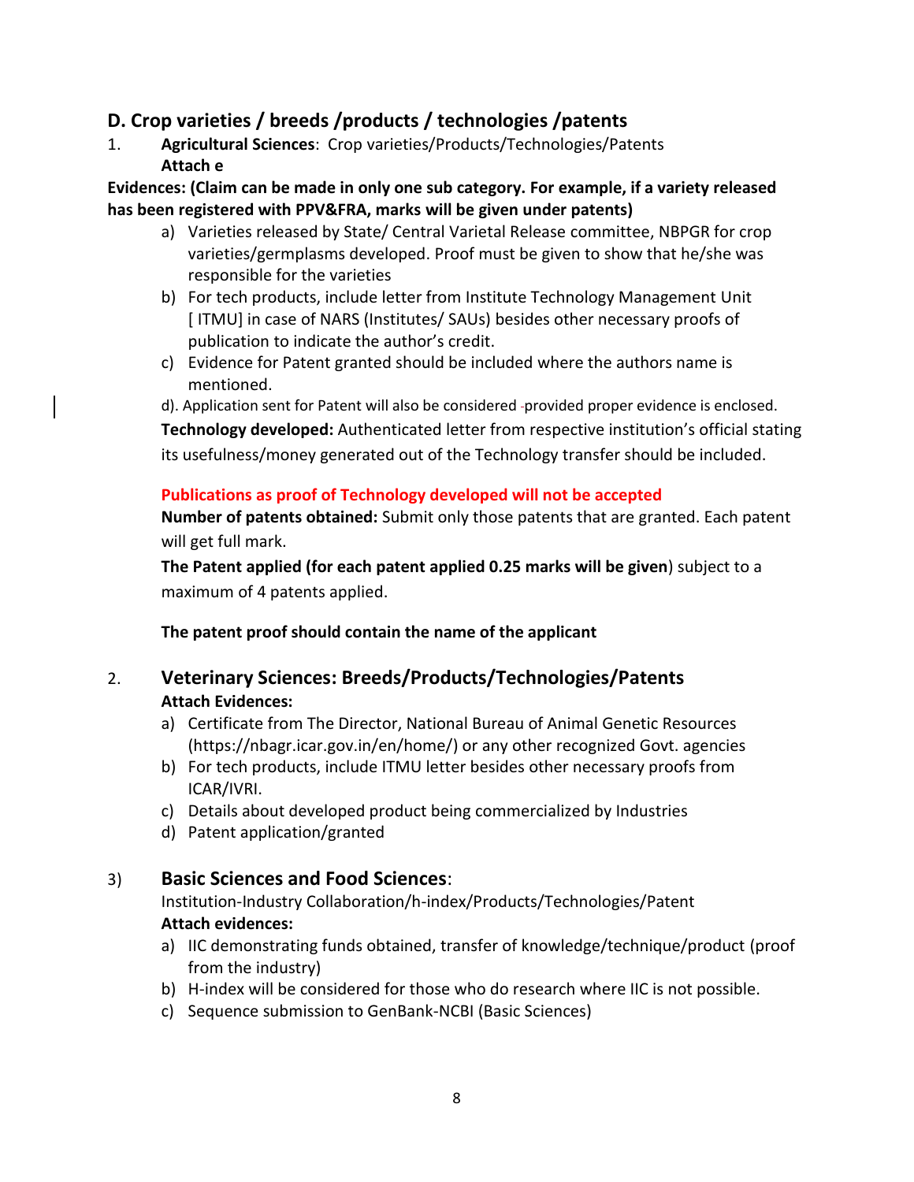## D. Crop varieties / breeds /products / technologies /patents

1. **Agricultural Sciences**: Crop varieties/Products/Technologies/Patents
   **Attach e**

**Evidences: (Claim can be made in only one sub category. For example, if a variety released has been registered with PPV&FRA, marks will be given under patents)**

a) Varieties released by State/ Central Varietal Release committee, NBPGR for crop varieties/germplasms developed. Proof must be given to show that he/she was responsible for the varieties

b) For tech products, include letter from Institute Technology Management Unit [ ITMU] in case of NARS (Institutes/ SAUs) besides other necessary proofs of publication to indicate the author's credit.

c) Evidence for Patent granted should be included where the authors name is mentioned.

d). Application sent for Patent will also be considered -provided proper evidence is enclosed.

**Technology developed:** Authenticated letter from respective institution's official stating its usefulness/money generated out of the Technology transfer should be included.

**Publications as proof of Technology developed will not be accepted**

**Number of patents obtained:** Submit only those patents that are granted. Each patent will get full mark.

**The Patent applied (for each patent applied 0.25 marks will be given**) subject to a maximum of 4 patents applied.

**The patent proof should contain the name of the applicant**

2. **Veterinary Sciences: Breeds/Products/Technologies/Patents**
   **Attach Evidences:**

a) Certificate from The Director, National Bureau of Animal Genetic Resources (https://nbagr.icar.gov.in/en/home/) or any other recognized Govt. agencies

b) For tech products, include ITMU letter besides other necessary proofs from ICAR/IVRI.

c) Details about developed product being commercialized by Industries

d) Patent application/granted

3) **Basic Sciences and Food Sciences**:
   Institution-Industry Collaboration/h-index/Products/Technologies/Patent
   **Attach evidences:**

a) IIC demonstrating funds obtained, transfer of knowledge/technique/product (proof from the industry)

b) H-index will be considered for those who do research where IIC is not possible.

c) Sequence submission to GenBank-NCBI (Basic Sciences)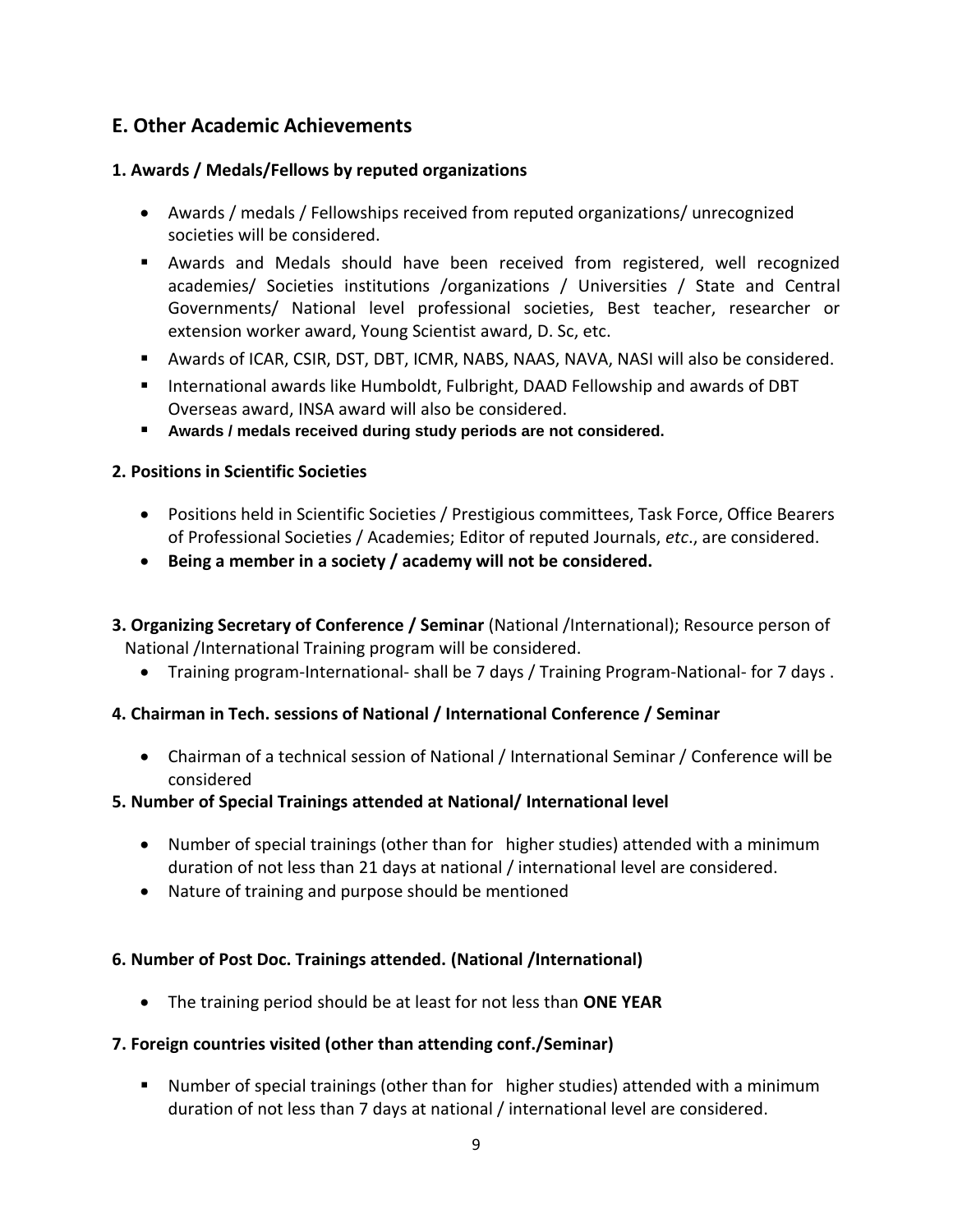## E. Other Academic Achievements

### 1. Awards / Medals/Fellows by reputed organizations

- Awards / medals / Fellowships received from reputed organizations/ unrecognized societies will be considered.
- Awards and Medals should have been received from registered, well recognized academies/ Societies institutions /organizations / Universities / State and Central Governments/ National level professional societies, Best teacher, researcher or extension worker award, Young Scientist award, D. Sc, etc.
- Awards of ICAR, CSIR, DST, DBT, ICMR, NABS, NAAS, NAVA, NASI will also be considered.
- International awards like Humboldt, Fulbright, DAAD Fellowship and awards of DBT Overseas award, INSA award will also be considered.
- **Awards / medals received during study periods are not considered.**

### 2. Positions in Scientific Societies

- Positions held in Scientific Societies / Prestigious committees, Task Force, Office Bearers of Professional Societies / Academies; Editor of reputed Journals, *etc*., are considered.
- **Being a member in a society / academy will not be considered.**

**3. Organizing Secretary of Conference / Seminar** (National /International); Resource person of National /International Training program will be considered.

- Training program-International- shall be 7 days / Training Program-National- for 7 days .

### 4. Chairman in Tech. sessions of National / International Conference / Seminar

- Chairman of a technical session of National / International Seminar / Conference will be considered

### 5. Number of Special Trainings attended at National/ International level

- Number of special trainings (other than for higher studies) attended with a minimum duration of not less than 21 days at national / international level are considered.
- Nature of training and purpose should be mentioned

### 6. Number of Post Doc. Trainings attended. (National /International)

- The training period should be at least for not less than **ONE YEAR**

### 7. Foreign countries visited (other than attending conf./Seminar)

- Number of special trainings (other than for higher studies) attended with a minimum duration of not less than 7 days at national / international level are considered.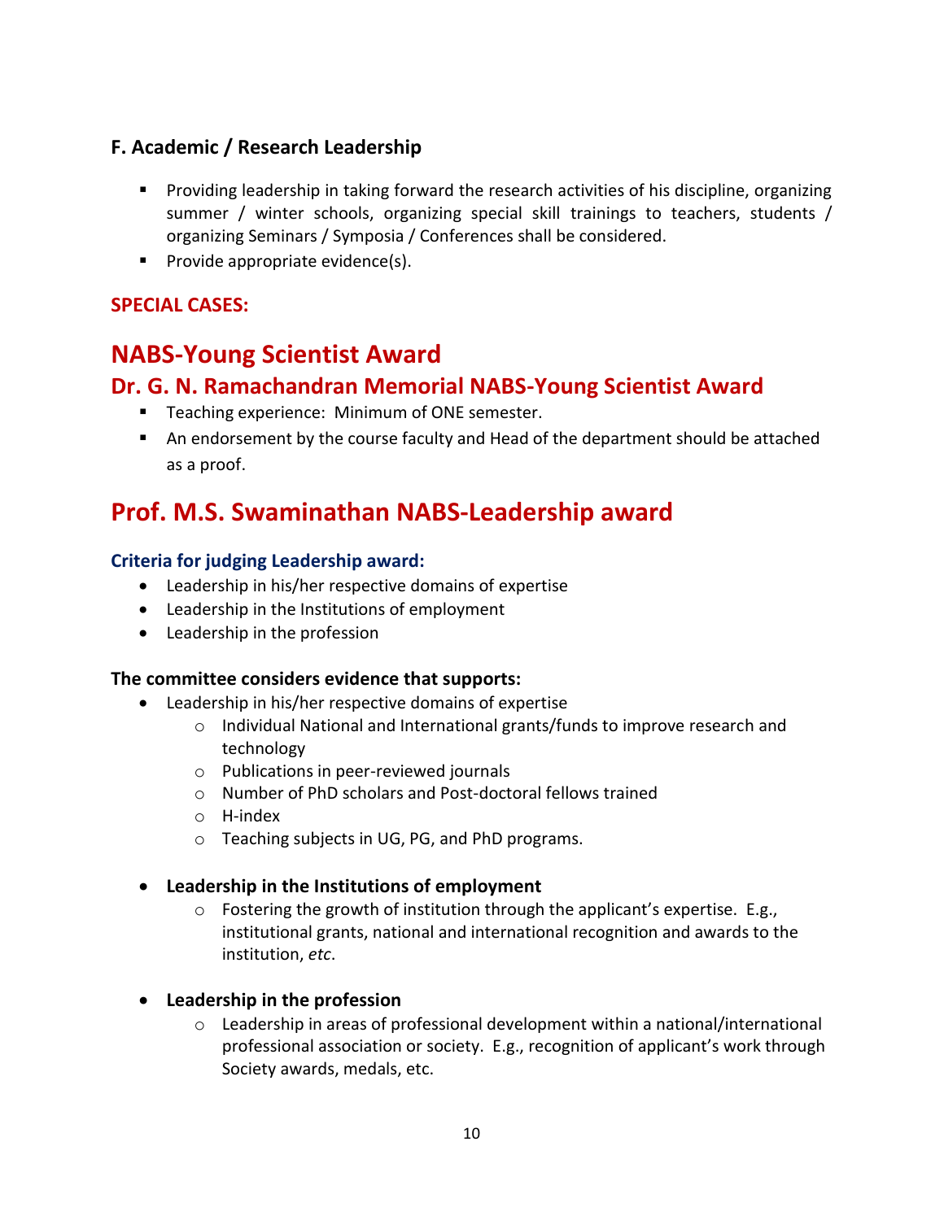### F. Academic / Research Leadership

- Providing leadership in taking forward the research activities of his discipline, organizing summer / winter schools, organizing special skill trainings to teachers, students / organizing Seminars / Symposia / Conferences shall be considered.
- Provide appropriate evidence(s).

**SPECIAL CASES:**

## NABS-Young Scientist Award

### Dr. G. N. Ramachandran Memorial NABS-Young Scientist Award

- Teaching experience: Minimum of ONE semester.
- An endorsement by the course faculty and Head of the department should be attached as a proof.

## Prof. M.S. Swaminathan NABS-Leadership award

**Criteria for judging Leadership award:**

- Leadership in his/her respective domains of expertise
- Leadership in the Institutions of employment
- Leadership in the profession

**The committee considers evidence that supports:**

- Leadership in his/her respective domains of expertise
  - Individual National and International grants/funds to improve research and technology
  - Publications in peer-reviewed journals
  - Number of PhD scholars and Post-doctoral fellows trained
  - H-index
  - Teaching subjects in UG, PG, and PhD programs.

- **Leadership in the Institutions of employment**
  - Fostering the growth of institution through the applicant's expertise. E.g., institutional grants, national and international recognition and awards to the institution, *etc*.

- **Leadership in the profession**
  - Leadership in areas of professional development within a national/international professional association or society. E.g., recognition of applicant's work through Society awards, medals, etc.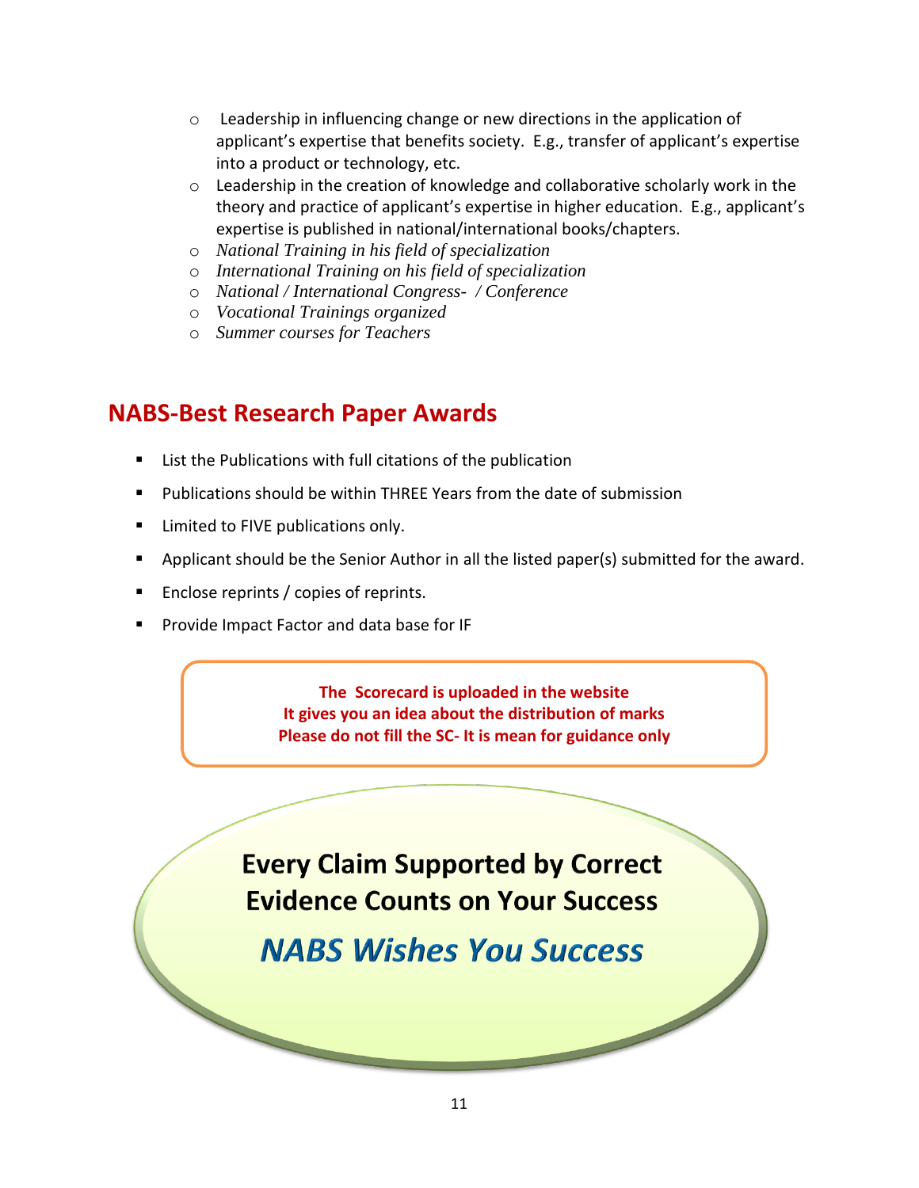- Leadership in influencing change or new directions in the application of applicant's expertise that benefits society. E.g., transfer of applicant's expertise into a product or technology, etc.
- Leadership in the creation of knowledge and collaborative scholarly work in the theory and practice of applicant's expertise in higher education. E.g., applicant's expertise is published in national/international books/chapters.
- *National Training in his field of specialization*
- *International Training on his field of specialization*
- *National / International Congress- / Conference*
- *Vocational Trainings organized*
- *Summer courses for Teachers*

## NABS-Best Research Paper Awards

- List the Publications with full citations of the publication
- Publications should be within THREE Years from the date of submission
- Limited to FIVE publications only.
- Applicant should be the Senior Author in all the listed paper(s) submitted for the award.
- Enclose reprints / copies of reprints.
- Provide Impact Factor and data base for IF

**The Scorecard is uploaded in the website**
**It gives you an idea about the distribution of marks**
**Please do not fill the SC- It is mean for guidance only**

**Every Claim Supported by Correct Evidence Counts on Your Success**

***NABS Wishes You Success***